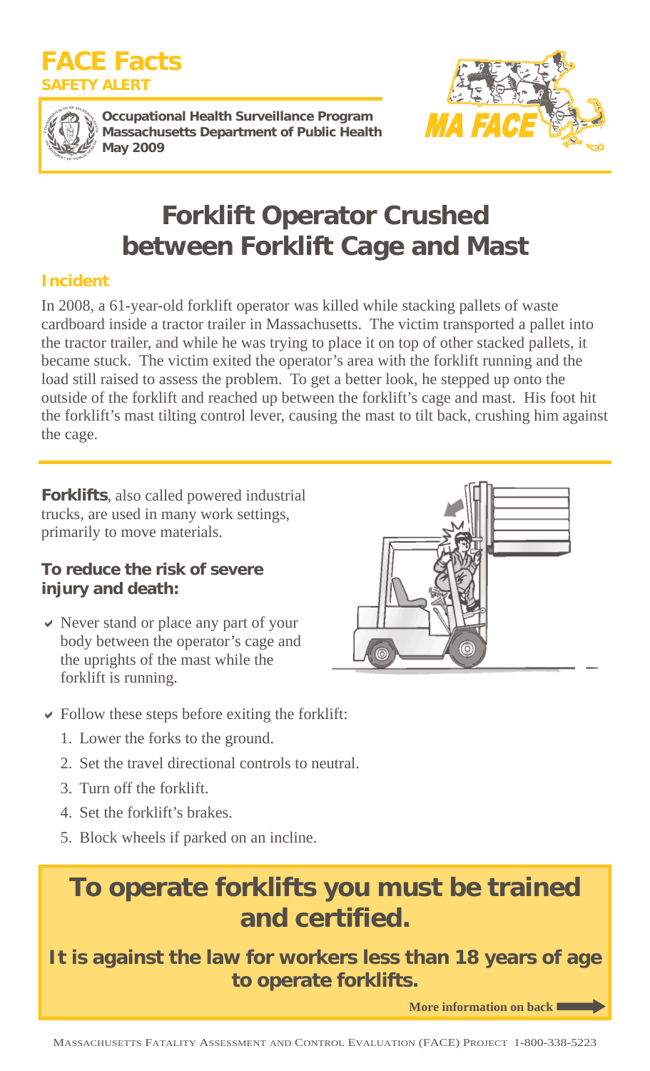# FACE Facts

**SAFETY ALERT**

**Occupational Health Surveillance Program**
**Massachusetts Department of Public Health**
**May 2009**

MA FACE

# Forklift Operator Crushed between Forklift Cage and Mast

## Incident

In 2008, a 61-year-old forklift operator was killed while stacking pallets of waste cardboard inside a tractor trailer in Massachusetts. The victim transported a pallet into the tractor trailer, and while he was trying to place it on top of other stacked pallets, it became stuck. The victim exited the operator's area with the forklift running and the load still raised to assess the problem. To get a better look, he stepped up onto the outside of the forklift and reached up between the forklift's cage and mast. His foot hit the forklift's mast tilting control lever, causing the mast to tilt back, crushing him against the cage.

**Forklifts**, also called powered industrial trucks, are used in many work settings, primarily to move materials.

### To reduce the risk of severe injury and death:

- Never stand or place any part of your body between the operator's cage and the uprights of the mast while the forklift is running.
- Follow these steps before exiting the forklift:
  1. Lower the forks to the ground.
  2. Set the travel directional controls to neutral.
  3. Turn off the forklift.
  4. Set the forklift's brakes.
  5. Block wheels if parked on an incline.

## To operate forklifts you must be trained and certified.

**It is against the law for workers less than 18 years of age to operate forklifts.**

**More information on back**

MASSACHUSETTS FATALITY ASSESSMENT AND CONTROL EVALUATION (FACE) PROJECT 1-800-338-5223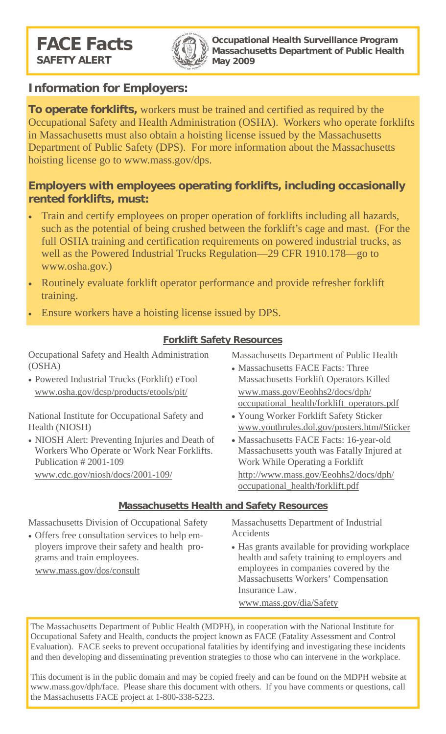# FACE Facts

**SAFETY ALERT**

**Occupational Health Surveillance Program**
**Massachusetts Department of Public Health**
**May 2009**

## Information for Employers:

**To operate forklifts,** workers must be trained and certified as required by the Occupational Safety and Health Administration (OSHA). Workers who operate forklifts in Massachusetts must also obtain a hoisting license issued by the Massachusetts Department of Public Safety (DPS). For more information about the Massachusetts hoisting license go to www.mass.gov/dps.

### Employers with employees operating forklifts, including occasionally rented forklifts, must:

- Train and certify employees on proper operation of forklifts including all hazards, such as the potential of being crushed between the forklift's cage and mast. (For the full OSHA training and certification requirements on powered industrial trucks, as well as the Powered Industrial Trucks Regulation—29 CFR 1910.178—go to www.osha.gov.)
- Routinely evaluate forklift operator performance and provide refresher forklift training.
- Ensure workers have a hoisting license issued by DPS.

### Forklift Safety Resources

Occupational Safety and Health Administration (OSHA)

- Powered Industrial Trucks (Forklift) eTool
  www.osha.gov/dcsp/products/etools/pit/

National Institute for Occupational Safety and Health (NIOSH)

- NIOSH Alert: Preventing Injuries and Death of Workers Who Operate or Work Near Forklifts. Publication # 2001-109
  www.cdc.gov/niosh/docs/2001-109/

Massachusetts Department of Public Health

- Massachusetts FACE Facts: Three Massachusetts Forklift Operators Killed
  www.mass.gov/Eeohhs2/docs/dph/occupational_health/forklift_operators.pdf
- Young Worker Forklift Safety Sticker
  www.youthrules.dol.gov/posters.htm#Sticker
- Massachusetts FACE Facts: 16-year-old Massachusetts youth was Fatally Injured at Work While Operating a Forklift
  http://www.mass.gov/Eeohhs2/docs/dph/occupational_health/forklift.pdf

### Massachusetts Health and Safety Resources

Massachusetts Division of Occupational Safety

- Offers free consultation services to help employers improve their safety and health programs and train employees.
  www.mass.gov/dos/consult

Massachusetts Department of Industrial Accidents

- Has grants available for providing workplace health and safety training to employers and employees in companies covered by the Massachusetts Workers' Compensation Insurance Law.
  www.mass.gov/dia/Safety

The Massachusetts Department of Public Health (MDPH), in cooperation with the National Institute for Occupational Safety and Health, conducts the project known as FACE (Fatality Assessment and Control Evaluation). FACE seeks to prevent occupational fatalities by identifying and investigating these incidents and then developing and disseminating prevention strategies to those who can intervene in the workplace.

This document is in the public domain and may be copied freely and can be found on the MDPH website at www.mass.gov/dph/face. Please share this document with others. If you have comments or questions, call the Massachusetts FACE project at 1-800-338-5223.